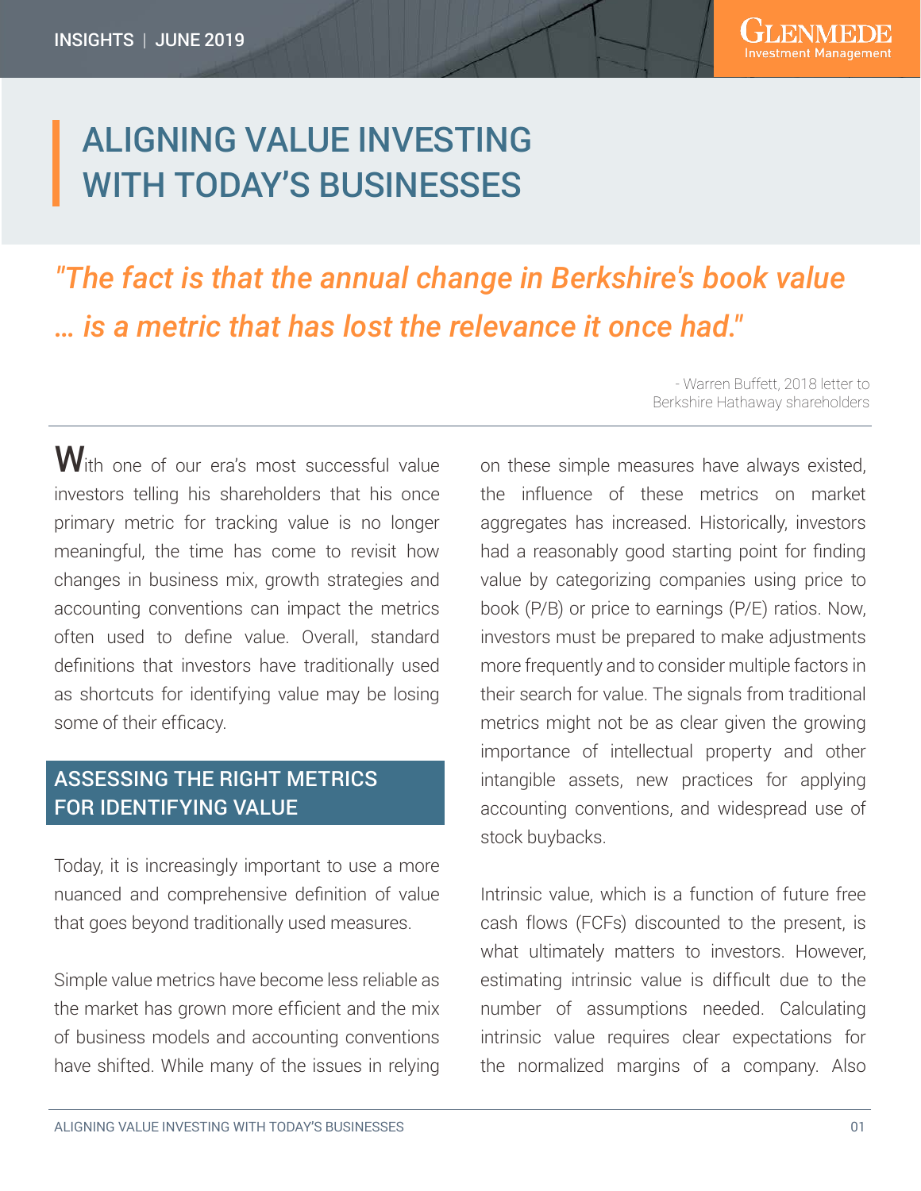INSIGHTS | JUNE 2019

# ALIGNING VALUE INVESTING WITH TODAY'S BUSINESSES

*"The fact is that the annual change in Berkshire's book value … is a metric that has lost the relevance it once had."*

- Warren Buffett, 2018 letter to Berkshire Hathaway shareholders

With one of our era's most successful value investors telling his shareholders that his once primary metric for tracking value is no longer meaningful, the time has come to revisit how changes in business mix, growth strategies and accounting conventions can impact the metrics often used to define value. Overall, standard definitions that investors have traditionally used as shortcuts for identifying value may be losing some of their efficacy.

## ASSESSING THE RIGHT METRICS FOR IDENTIFYING VALUE

Today, it is increasingly important to use a more nuanced and comprehensive definition of value that goes beyond traditionally used measures.

Simple value metrics have become less reliable as the market has grown more efficient and the mix of business models and accounting conventions have shifted. While many of the issues in relying on these simple measures have always existed, the influence of these metrics on market aggregates has increased. Historically, investors had a reasonably good starting point for finding value by categorizing companies using price to book (P/B) or price to earnings (P/E) ratios. Now, investors must be prepared to make adjustments more frequently and to consider multiple factors in their search for value. The signals from traditional metrics might not be as clear given the growing importance of intellectual property and other intangible assets, new practices for applying accounting conventions, and widespread use of stock buybacks.

Intrinsic value, which is a function of future free cash flows (FCFs) discounted to the present, is what ultimately matters to investors. However, estimating intrinsic value is difficult due to the number of assumptions needed. Calculating intrinsic value requires clear expectations for the normalized margins of a company. Also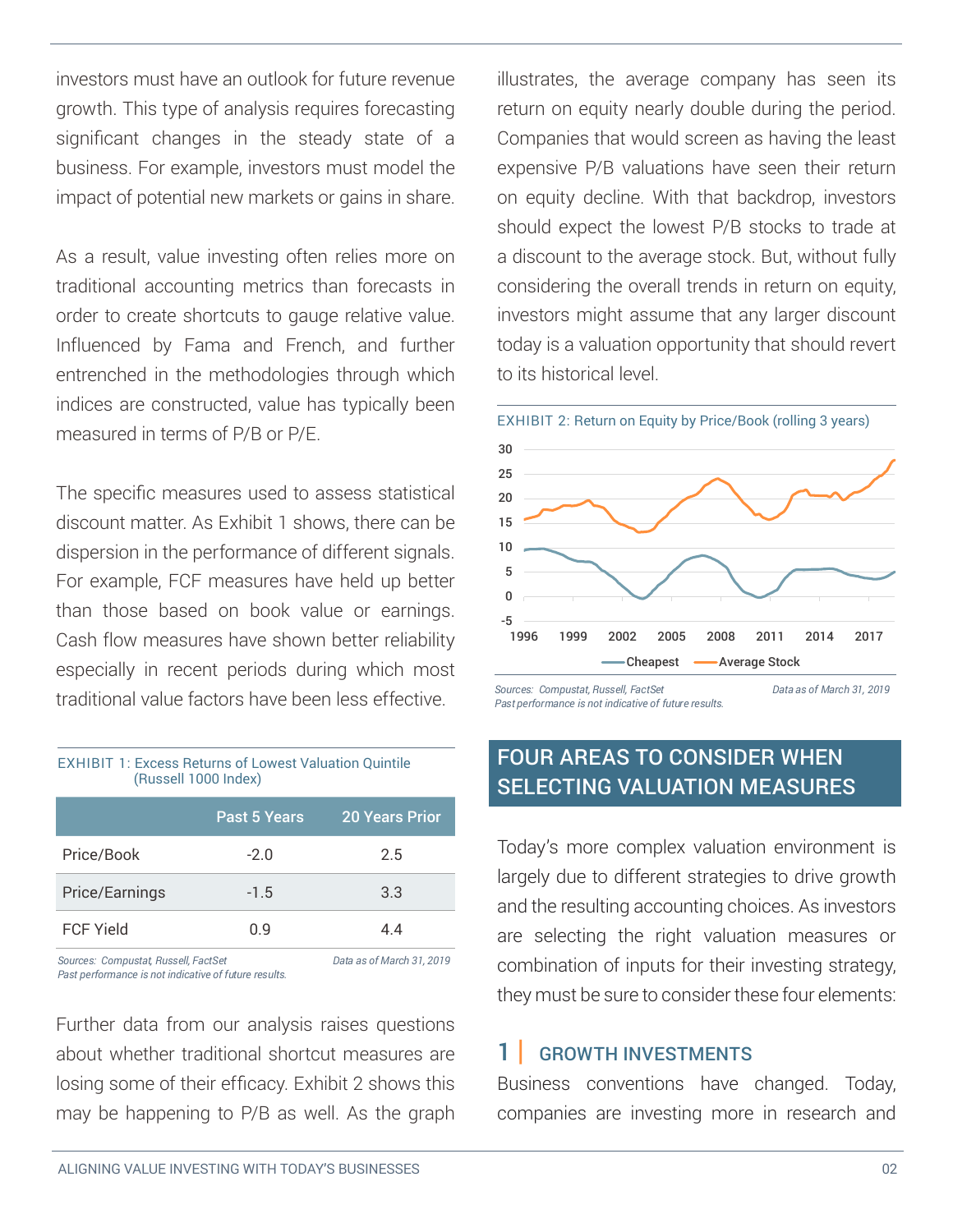investors must have an outlook for future revenue growth. This type of analysis requires forecasting significant changes in the steady state of a business. For example, investors must model the impact of potential new markets or gains in share.

As a result, value investing often relies more on traditional accounting metrics than forecasts in order to create shortcuts to gauge relative value. Influenced by Fama and French, and further entrenched in the methodologies through which indices are constructed, value has typically been measured in terms of P/B or P/E.

The specific measures used to assess statistical discount matter. As Exhibit 1 shows, there can be dispersion in the performance of different signals. For example, FCF measures have held up better than those based on book value or earnings. Cash flow measures have shown better reliability especially in recent periods during which most traditional value factors have been less effective.

EXHIBIT 1: Excess Returns of Lowest Valuation Quintile (Russell 1000 Index)

| | Past 5 Years | 20 Years Prior |
|---|---|---|
| Price/Book | -2.0 | 2.5 |
| Price/Earnings | -1.5 | 3.3 |
| FCF Yield | 0.9 | 4.4 |

*Sources: Compustat, Russell, FactSet* *Data as of March 31, 2019*
*Past performance is not indicative of future results.*

Further data from our analysis raises questions about whether traditional shortcut measures are losing some of their efficacy. Exhibit 2 shows this may be happening to P/B as well. As the graph illustrates, the average company has seen its return on equity nearly double during the period. Companies that would screen as having the least expensive P/B valuations have seen their return on equity decline. With that backdrop, investors should expect the lowest P/B stocks to trade at a discount to the average stock. But, without fully considering the overall trends in return on equity, investors might assume that any larger discount today is a valuation opportunity that should revert to its historical level.

EXHIBIT 2: Return on Equity by Price/Book (rolling 3 years)

*Sources: Compustat, Russell, FactSet* *Data as of March 31, 2019*
*Past performance is not indicative of future results.*

## FOUR AREAS TO CONSIDER WHEN SELECTING VALUATION MEASURES

Today's more complex valuation environment is largely due to different strategies to drive growth and the resulting accounting choices. As investors are selecting the right valuation measures or combination of inputs for their investing strategy, they must be sure to consider these four elements:

### 1 | GROWTH INVESTMENTS

Business conventions have changed. Today, companies are investing more in research and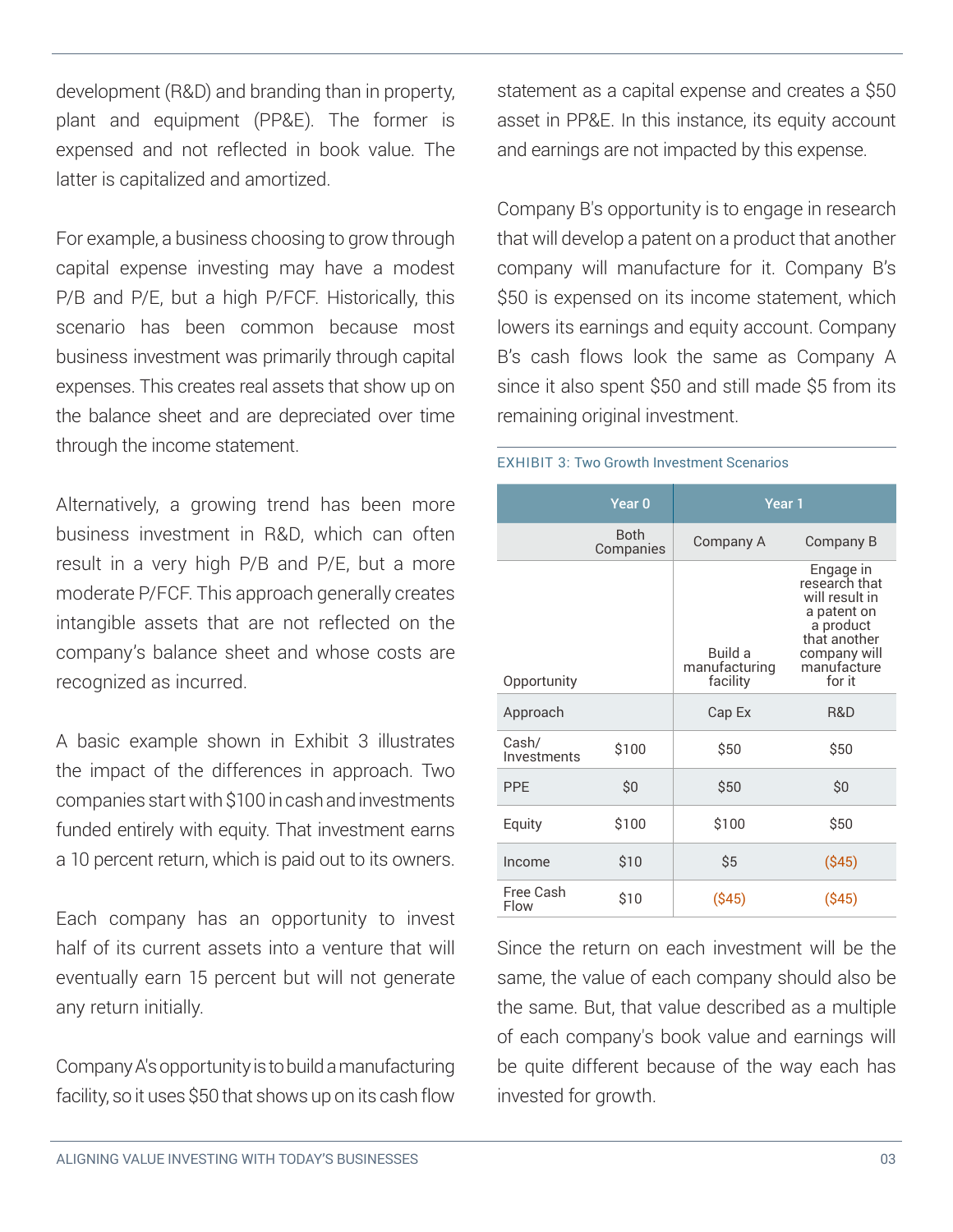development (R&D) and branding than in property, plant and equipment (PP&E). The former is expensed and not reflected in book value. The latter is capitalized and amortized.

For example, a business choosing to grow through capital expense investing may have a modest P/B and P/E, but a high P/FCF. Historically, this scenario has been common because most business investment was primarily through capital expenses. This creates real assets that show up on the balance sheet and are depreciated over time through the income statement.

Alternatively, a growing trend has been more business investment in R&D, which can often result in a very high P/B and P/E, but a more moderate P/FCF. This approach generally creates intangible assets that are not reflected on the company's balance sheet and whose costs are recognized as incurred.

A basic example shown in Exhibit 3 illustrates the impact of the differences in approach. Two companies start with $100 in cash and investments funded entirely with equity. That investment earns a 10 percent return, which is paid out to its owners.

Each company has an opportunity to invest half of its current assets into a venture that will eventually earn 15 percent but will not generate any return initially.

Company A's opportunity is to build a manufacturing facility, so it uses $50 that shows up on its cash flow statement as a capital expense and creates a $50 asset in PP&E. In this instance, its equity account and earnings are not impacted by this expense.

Company B's opportunity is to engage in research that will develop a patent on a product that another company will manufacture for it. Company B's $50 is expensed on its income statement, which lowers its earnings and equity account. Company B's cash flows look the same as Company A since it also spent $50 and still made $5 from its remaining original investment.

EXHIBIT 3: Two Growth Investment Scenarios

| | Year 0 | Year 1 | |
|---|---|---|---|
| | Both Companies | Company A | Company B |
| Opportunity | | Build a manufacturing facility | Engage in research that will result in a patent on a product that another company will manufacture for it |
| Approach | | Cap Ex | R&D |
| Cash/ Investments | $100 | $50 | $50 |
| PPE | $0 | $50 | $0 |
| Equity | $100 | $100 | $50 |
| Income | $10 | $5 | ($45) |
| Free Cash Flow | $10 | ($45) | ($45) |

Since the return on each investment will be the same, the value of each company should also be the same. But, that value described as a multiple of each company's book value and earnings will be quite different because of the way each has invested for growth.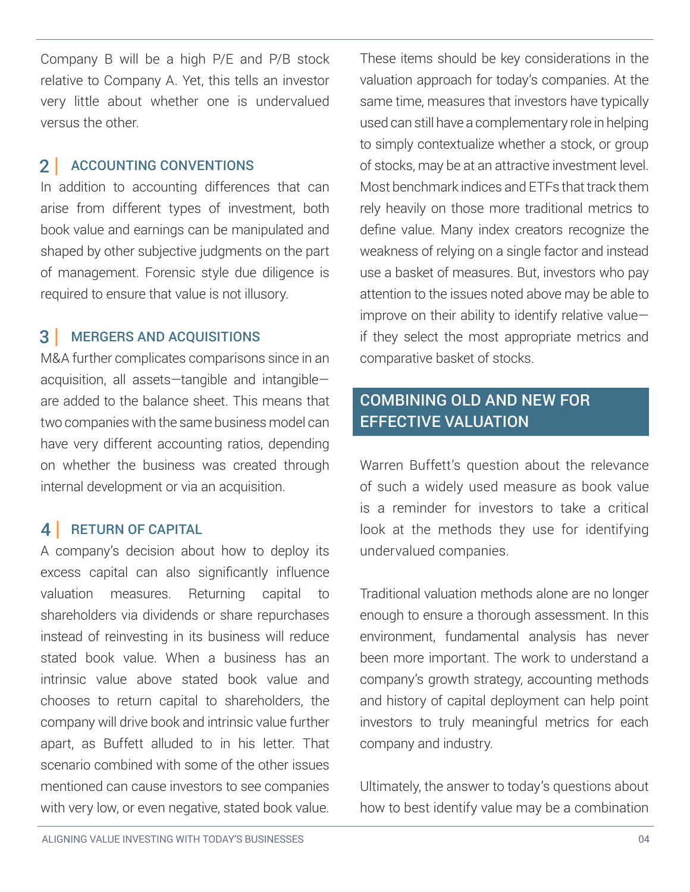Company B will be a high P/E and P/B stock relative to Company A. Yet, this tells an investor very little about whether one is undervalued versus the other.

### 2 | ACCOUNTING CONVENTIONS

In addition to accounting differences that can arise from different types of investment, both book value and earnings can be manipulated and shaped by other subjective judgments on the part of management. Forensic style due diligence is required to ensure that value is not illusory.

### 3 | MERGERS AND ACQUISITIONS

M&A further complicates comparisons since in an acquisition, all assets—tangible and intangible—are added to the balance sheet. This means that two companies with the same business model can have very different accounting ratios, depending on whether the business was created through internal development or via an acquisition.

### 4 | RETURN OF CAPITAL

A company's decision about how to deploy its excess capital can also significantly influence valuation measures. Returning capital to shareholders via dividends or share repurchases instead of reinvesting in its business will reduce stated book value. When a business has an intrinsic value above stated book value and chooses to return capital to shareholders, the company will drive book and intrinsic value further apart, as Buffett alluded to in his letter. That scenario combined with some of the other issues mentioned can cause investors to see companies with very low, or even negative, stated book value.

These items should be key considerations in the valuation approach for today's companies. At the same time, measures that investors have typically used can still have a complementary role in helping to simply contextualize whether a stock, or group of stocks, may be at an attractive investment level. Most benchmark indices and ETFs that track them rely heavily on those more traditional metrics to define value. Many index creators recognize the weakness of relying on a single factor and instead use a basket of measures. But, investors who pay attention to the issues noted above may be able to improve on their ability to identify relative value—if they select the most appropriate metrics and comparative basket of stocks.

## COMBINING OLD AND NEW FOR EFFECTIVE VALUATION

Warren Buffett's question about the relevance of such a widely used measure as book value is a reminder for investors to take a critical look at the methods they use for identifying undervalued companies.

Traditional valuation methods alone are no longer enough to ensure a thorough assessment. In this environment, fundamental analysis has never been more important. The work to understand a company's growth strategy, accounting methods and history of capital deployment can help point investors to truly meaningful metrics for each company and industry.

Ultimately, the answer to today's questions about how to best identify value may be a combination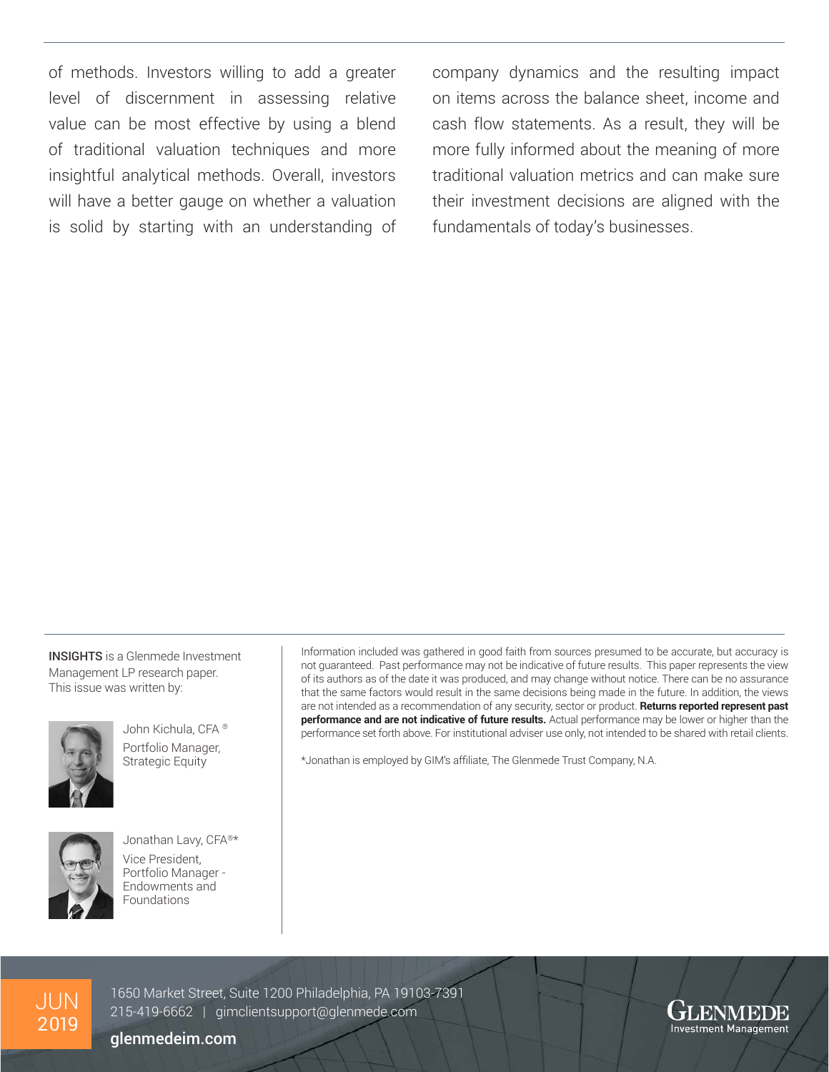of methods. Investors willing to add a greater level of discernment in assessing relative value can be most effective by using a blend of traditional valuation techniques and more insightful analytical methods. Overall, investors will have a better gauge on whether a valuation is solid by starting with an understanding of company dynamics and the resulting impact on items across the balance sheet, income and cash flow statements. As a result, they will be more fully informed about the meaning of more traditional valuation metrics and can make sure their investment decisions are aligned with the fundamentals of today's businesses.

**INSIGHTS** is a Glenmede Investment Management LP research paper. This issue was written by:

John Kichula, CFA®
Portfolio Manager,
Strategic Equity

Jonathan Lavy, CFA®*
Vice President,
Portfolio Manager - Endowments and Foundations

Information included was gathered in good faith from sources presumed to be accurate, but accuracy is not guaranteed. Past performance may not be indicative of future results. This paper represents the view of its authors as of the date it was produced, and may change without notice. There can be no assurance that the same factors would result in the same decisions being made in the future. In addition, the views are not intended as a recommendation of any security, sector or product. **Returns reported represent past performance and are not indicative of future results.** Actual performance may be lower or higher than the performance set forth above. For institutional adviser use only, not intended to be shared with retail clients.

*Jonathan is employed by GIM's affiliate, The Glenmede Trust Company, N.A.

JUN 2019

1650 Market Street, Suite 1200 Philadelphia, PA 19103-7391
215-419-6662 | gimclientsupport@glenmede.com
**glenmedeim.com**

GLENMEDE Investment Management